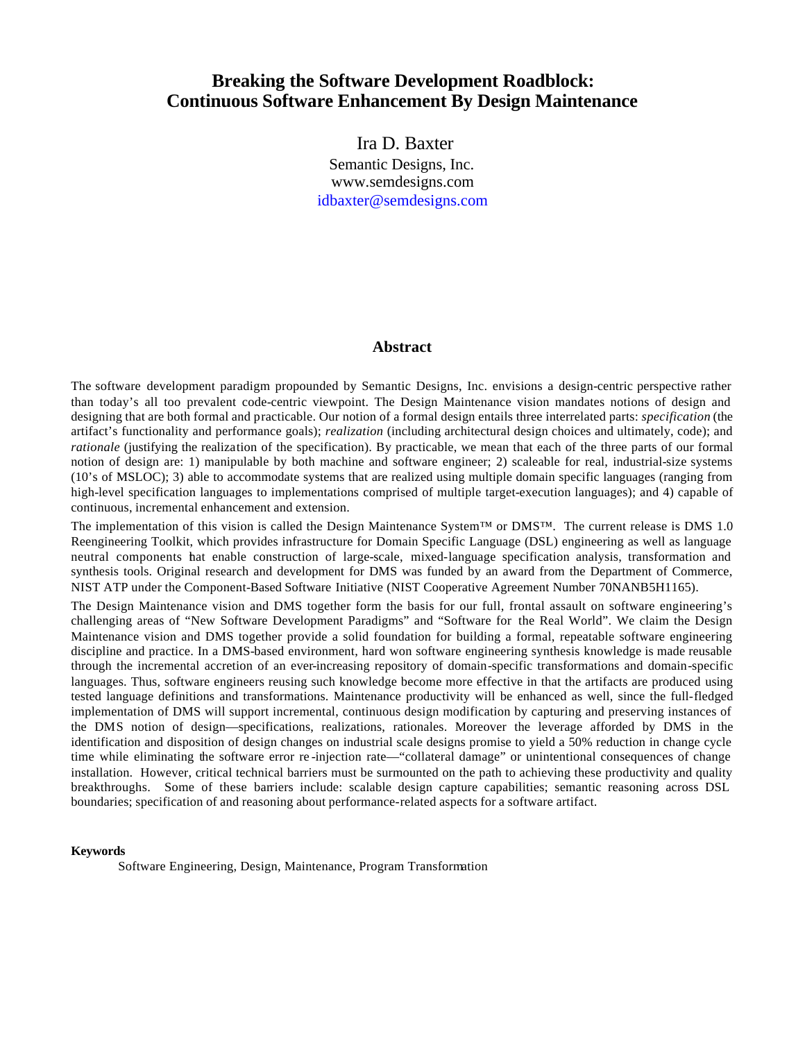# Breaking the Software Development Roadblock: Continuous Software Enhancement By Design Maintenance

Ira D. Baxter

Semantic Designs, Inc.

www.semdesigns.com

idbaxter@semdesigns.com

## Abstract

The software development paradigm propounded by Semantic Designs, Inc. envisions a design-centric perspective rather than today's all too prevalent code-centric viewpoint. The Design Maintenance vision mandates notions of design and designing that are both formal and practicable. Our notion of a formal design entails three interrelated parts: *specification* (the artifact's functionality and performance goals); *realization* (including architectural design choices and ultimately, code); and *rationale* (justifying the realization of the specification). By practicable, we mean that each of the three parts of our formal notion of design are: 1) manipulable by both machine and software engineer; 2) scaleable for real, industrial-size systems (10's of MSLOC); 3) able to accommodate systems that are realized using multiple domain specific languages (ranging from high-level specification languages to implementations comprised of multiple target-execution languages); and 4) capable of continuous, incremental enhancement and extension.

The implementation of this vision is called the Design Maintenance System™ or DMS™. The current release is DMS 1.0 Reengineering Toolkit, which provides infrastructure for Domain Specific Language (DSL) engineering as well as language neutral components that enable construction of large-scale, mixed-language specification analysis, transformation and synthesis tools. Original research and development for DMS was funded by an award from the Department of Commerce, NIST ATP under the Component-Based Software Initiative (NIST Cooperative Agreement Number 70NANB5H1165).

The Design Maintenance vision and DMS together form the basis for our full, frontal assault on software engineering's challenging areas of "New Software Development Paradigms" and "Software for the Real World". We claim the Design Maintenance vision and DMS together provide a solid foundation for building a formal, repeatable software engineering discipline and practice. In a DMS-based environment, hard won software engineering synthesis knowledge is made reusable through the incremental accretion of an ever-increasing repository of domain-specific transformations and domain-specific languages. Thus, software engineers reusing such knowledge become more effective in that the artifacts are produced using tested language definitions and transformations. Maintenance productivity will be enhanced as well, since the full-fledged implementation of DMS will support incremental, continuous design modification by capturing and preserving instances of the DMS notion of design—specifications, realizations, rationales. Moreover the leverage afforded by DMS in the identification and disposition of design changes on industrial scale designs promise to yield a 50% reduction in change cycle time while eliminating the software error re-injection rate—"collateral damage" or unintentional consequences of change installation. However, critical technical barriers must be surmounted on the path to achieving these productivity and quality breakthroughs. Some of these barriers include: scalable design capture capabilities; semantic reasoning across DSL boundaries; specification of and reasoning about performance-related aspects for a software artifact.

**Keywords**

Software Engineering, Design, Maintenance, Program Transformation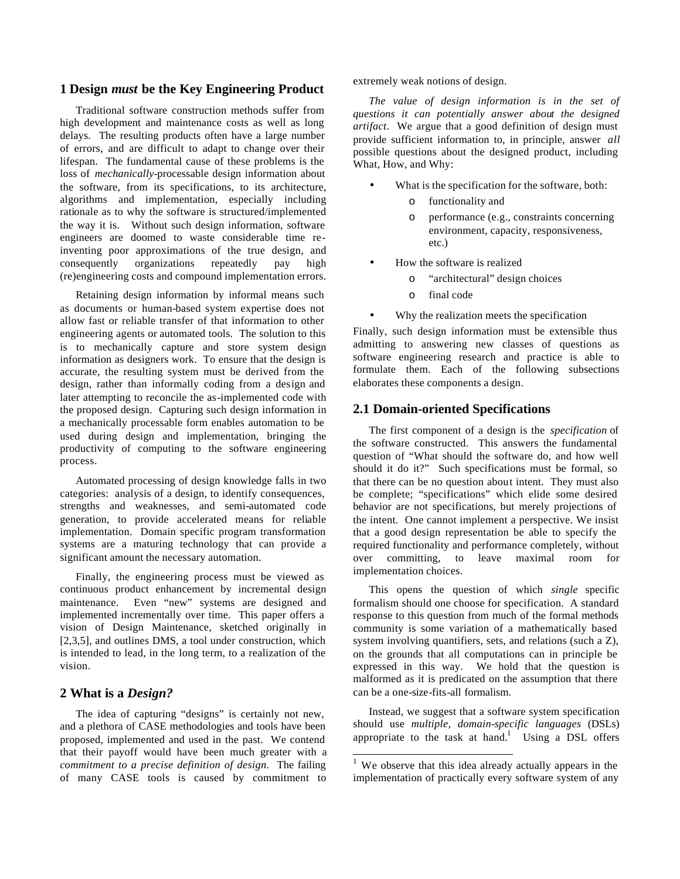## 1 Design *must* be the Key Engineering Product

Traditional software construction methods suffer from high development and maintenance costs as well as long delays. The resulting products often have a large number of errors, and are difficult to adapt to change over their lifespan. The fundamental cause of these problems is the loss of *mechanically*-processable design information about the software, from its specifications, to its architecture, algorithms and implementation, especially including rationale as to why the software is structured/implemented the way it is. Without such design information, software engineers are doomed to waste considerable time re-inventing poor approximations of the true design, and consequently organizations repeatedly pay high (re)engineering costs and compound implementation errors.

Retaining design information by informal means such as documents or human-based system expertise does not allow fast or reliable transfer of that information to other engineering agents or automated tools. The solution to this is to mechanically capture and store system design information as designers work. To ensure that the design is accurate, the resulting system must be derived from the design, rather than informally coding from a design and later attempting to reconcile the as-implemented code with the proposed design. Capturing such design information in a mechanically processable form enables automation to be used during design and implementation, bringing the productivity of computing to the software engineering process.

Automated processing of design knowledge falls in two categories: analysis of a design, to identify consequences, strengths and weaknesses, and semi-automated code generation, to provide accelerated means for reliable implementation. Domain specific program transformation systems are a maturing technology that can provide a significant amount the necessary automation.

Finally, the engineering process must be viewed as continuous product enhancement by incremental design maintenance. Even "new" systems are designed and implemented incrementally over time. This paper offers a vision of Design Maintenance, sketched originally in [2,3,5], and outlines DMS, a tool under construction, which is intended to lead, in the long term, to a realization of the vision.

## 2 What is a *Design?*

The idea of capturing "designs" is certainly not new, and a plethora of CASE methodologies and tools have been proposed, implemented and used in the past. We contend that their payoff would have been much greater with a *commitment to a precise definition of design*. The failing of many CASE tools is caused by commitment to extremely weak notions of design.

*The value of design information is in the set of questions it can potentially answer about the designed artifact*. We argue that a good definition of design must provide sufficient information to, in principle, answer *all* possible questions about the designed product, including What, How, and Why:

- What is the specification for the software, both:
  - functionality and
  - performance (e.g., constraints concerning environment, capacity, responsiveness, etc.)
- How the software is realized
  - "architectural" design choices
  - final code
- Why the realization meets the specification

Finally, such design information must be extensible thus admitting to answering new classes of questions as software engineering research and practice is able to formulate them. Each of the following subsections elaborates these components a design.

## 2.1 Domain-oriented Specifications

The first component of a design is the *specification* of the software constructed. This answers the fundamental question of "What should the software do, and how well should it do it?" Such specifications must be formal, so that there can be no question about intent. They must also be complete; "specifications" which elide some desired behavior are not specifications, but merely projections of the intent. One cannot implement a perspective. We insist that a good design representation be able to specify the required functionality and performance completely, without over committing, to leave maximal room for implementation choices.

This opens the question of which *single* specific formalism should one choose for specification. A standard response to this question from much of the formal methods community is some variation of a mathematically based system involving quantifiers, sets, and relations (such a Z), on the grounds that all computations can in principle be expressed in this way. We hold that the question is malformed as it is predicated on the assumption that there can be a one-size-fits-all formalism.

Instead, we suggest that a software system specification should use *multiple, domain-specific languages* (DSLs) appropriate to the task at hand.[1] Using a DSL offers

[1] We observe that this idea already actually appears in the implementation of practically every software system of any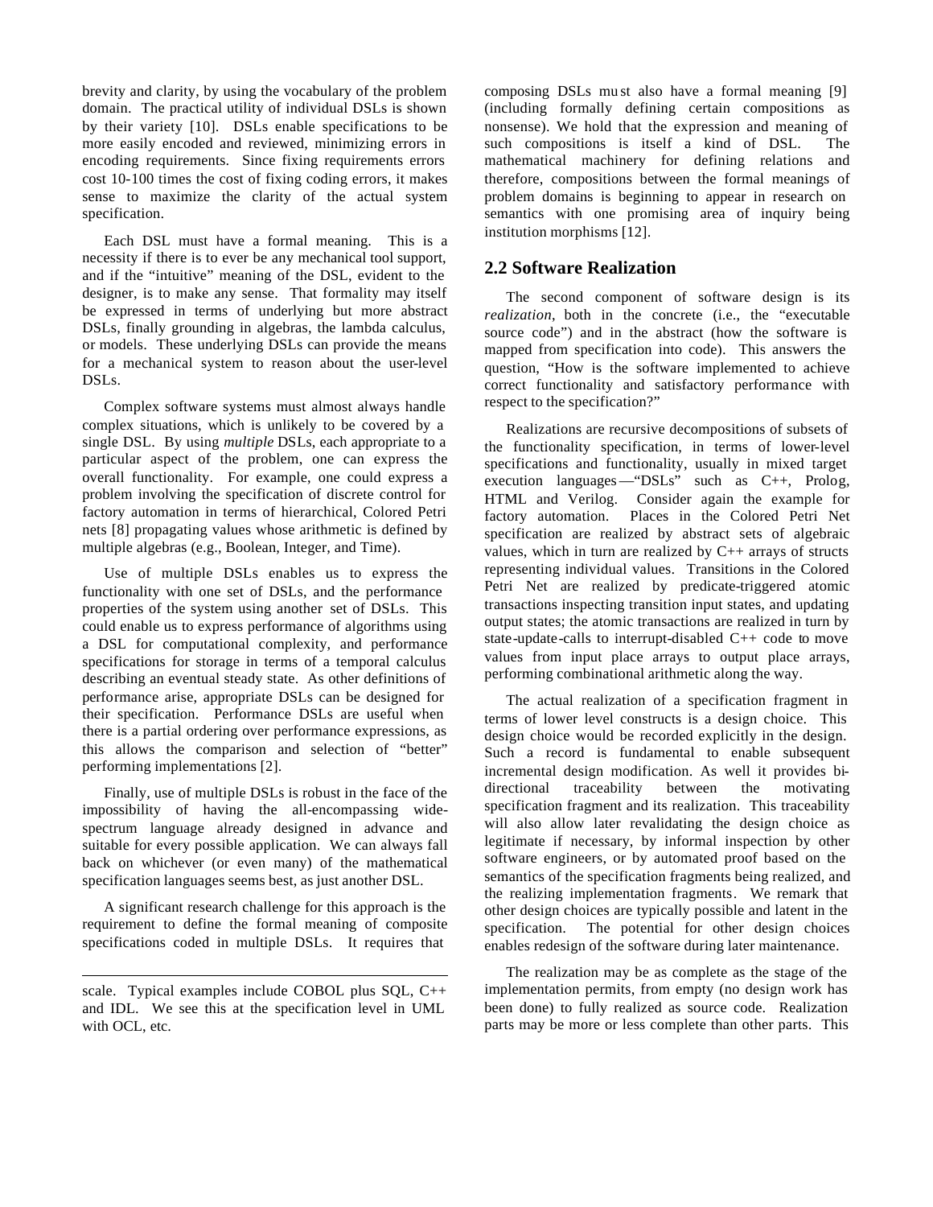brevity and clarity, by using the vocabulary of the problem domain. The practical utility of individual DSLs is shown by their variety [10]. DSLs enable specifications to be more easily encoded and reviewed, minimizing errors in encoding requirements. Since fixing requirements errors cost 10-100 times the cost of fixing coding errors, it makes sense to maximize the clarity of the actual system specification.

Each DSL must have a formal meaning. This is a necessity if there is to ever be any mechanical tool support, and if the "intuitive" meaning of the DSL, evident to the designer, is to make any sense. That formality may itself be expressed in terms of underlying but more abstract DSLs, finally grounding in algebras, the lambda calculus, or models. These underlying DSLs can provide the means for a mechanical system to reason about the user-level DSLs.

Complex software systems must almost always handle complex situations, which is unlikely to be covered by a single DSL. By using *multiple* DSLs, each appropriate to a particular aspect of the problem, one can express the overall functionality. For example, one could express a problem involving the specification of discrete control for factory automation in terms of hierarchical, Colored Petri nets [8] propagating values whose arithmetic is defined by multiple algebras (e.g., Boolean, Integer, and Time).

Use of multiple DSLs enables us to express the functionality with one set of DSLs, and the performance properties of the system using another set of DSLs. This could enable us to express performance of algorithms using a DSL for computational complexity, and performance specifications for storage in terms of a temporal calculus describing an eventual steady state. As other definitions of performance arise, appropriate DSLs can be designed for their specification. Performance DSLs are useful when there is a partial ordering over performance expressions, as this allows the comparison and selection of "better" performing implementations [2].

Finally, use of multiple DSLs is robust in the face of the impossibility of having the all-encompassing wide-spectrum language already designed in advance and suitable for every possible application. We can always fall back on whichever (or even many) of the mathematical specification languages seems best, as just another DSL.

A significant research challenge for this approach is the requirement to define the formal meaning of composite specifications coded in multiple DSLs. It requires that composing DSLs must also have a formal meaning [9] (including formally defining certain compositions as nonsense). We hold that the expression and meaning of such compositions is itself a kind of DSL. The mathematical machinery for defining relations and therefore, compositions between the formal meanings of problem domains is beginning to appear in research on semantics with one promising area of inquiry being institution morphisms [12].

---

scale. Typical examples include COBOL plus SQL, C++ and IDL. We see this at the specification level in UML with OCL, etc.

## 2.2 Software Realization

The second component of software design is its *realization*, both in the concrete (i.e., the "executable source code") and in the abstract (how the software is mapped from specification into code). This answers the question, "How is the software implemented to achieve correct functionality and satisfactory performance with respect to the specification?"

Realizations are recursive decompositions of subsets of the functionality specification, in terms of lower-level specifications and functionality, usually in mixed target execution languages—"DSLs" such as C++, Prolog, HTML and Verilog. Consider again the example for factory automation. Places in the Colored Petri Net specification are realized by abstract sets of algebraic values, which in turn are realized by C++ arrays of structs representing individual values. Transitions in the Colored Petri Net are realized by predicate-triggered atomic transactions inspecting transition input states, and updating output states; the atomic transactions are realized in turn by state-update-calls to interrupt-disabled C++ code to move values from input place arrays to output place arrays, performing combinational arithmetic along the way.

The actual realization of a specification fragment in terms of lower level constructs is a design choice. This design choice would be recorded explicitly in the design. Such a record is fundamental to enable subsequent incremental design modification. As well it provides bi-directional traceability between the motivating specification fragment and its realization. This traceability will also allow later revalidating the design choice as legitimate if necessary, by informal inspection by other software engineers, or by automated proof based on the semantics of the specification fragments being realized, and the realizing implementation fragments. We remark that other design choices are typically possible and latent in the specification. The potential for other design choices enables redesign of the software during later maintenance.

The realization may be as complete as the stage of the implementation permits, from empty (no design work has been done) to fully realized as source code. Realization parts may be more or less complete than other parts. This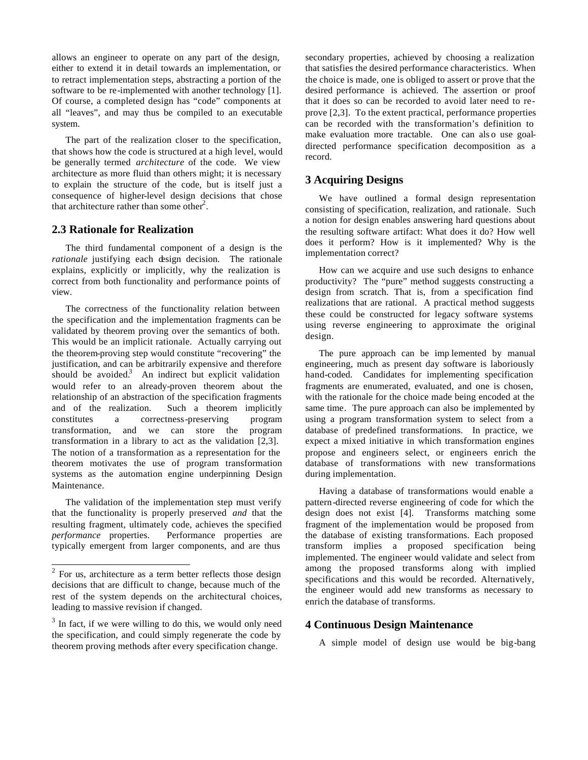allows an engineer to operate on any part of the design, either to extend it in detail towards an implementation, or to retract implementation steps, abstracting a portion of the software to be re-implemented with another technology [1]. Of course, a completed design has "code" components at all "leaves", and may thus be compiled to an executable system.

The part of the realization closer to the specification, that shows how the code is structured at a high level, would be generally termed *architecture* of the code. We view architecture as more fluid than others might; it is necessary to explain the structure of the code, but is itself just a consequence of higher-level design decisions that chose that architecture rather than some other[2].

## 2.3 Rationale for Realization

The third fundamental component of a design is the *rationale* justifying each design decision. The rationale explains, explicitly or implicitly, why the realization is correct from both functionality and performance points of view.

The correctness of the functionality relation between the specification and the implementation fragments can be validated by theorem proving over the semantics of both. This would be an implicit rationale. Actually carrying out the theorem-proving step would constitute "recovering" the justification, and can be arbitrarily expensive and therefore should be avoided.[3] An indirect but explicit validation would refer to an already-proven theorem about the relationship of an abstraction of the specification fragments and of the realization. Such a theorem implicitly constitutes a correctness-preserving program transformation, and we can store the program transformation in a library to act as the validation [2,3]. The notion of a transformation as a representation for the theorem motivates the use of program transformation systems as the automation engine underpinning Design Maintenance.

The validation of the implementation step must verify that the functionality is properly preserved *and* that the resulting fragment, ultimately code, achieves the specified *performance* properties. Performance properties are typically emergent from larger components, and are thus secondary properties, achieved by choosing a realization that satisfies the desired performance characteristics. When the choice is made, one is obliged to assert or prove that the desired performance is achieved. The assertion or proof that it does so can be recorded to avoid later need to re-prove [2,3]. To the extent practical, performance properties can be recorded with the transformation's definition to make evaluation more tractable. One can also use goal-directed performance specification decomposition as a record.

## 3 Acquiring Designs

We have outlined a formal design representation consisting of specification, realization, and rationale. Such a notion for design enables answering hard questions about the resulting software artifact: What does it do? How well does it perform? How is it implemented? Why is the implementation correct?

How can we acquire and use such designs to enhance productivity? The "pure" method suggests constructing a design from scratch. That is, from a specification find realizations that are rational. A practical method suggests these could be constructed for legacy software systems using reverse engineering to approximate the original design.

The pure approach can be implemented by manual engineering, much as present day software is laboriously hand-coded. Candidates for implementing specification fragments are enumerated, evaluated, and one is chosen, with the rationale for the choice made being encoded at the same time. The pure approach can also be implemented by using a program transformation system to select from a database of predefined transformations. In practice, we expect a mixed initiative in which transformation engines propose and engineers select, or engineers enrich the database of transformations with new transformations during implementation.

Having a database of transformations would enable a pattern-directed reverse engineering of code for which the design does not exist [4]. Transforms matching some fragment of the implementation would be proposed from the database of existing transformations. Each proposed transform implies a proposed specification being implemented. The engineer would validate and select from among the proposed transforms along with implied specifications and this would be recorded. Alternatively, the engineer would add new transforms as necessary to enrich the database of transforms.

## 4 Continuous Design Maintenance

A simple model of design use would be big-bang

---

[2] For us, architecture as a term better reflects those design decisions that are difficult to change, because much of the rest of the system depends on the architectural choices, leading to massive revision if changed.

[3] In fact, if we were willing to do this, we would only need the specification, and could simply regenerate the code by theorem proving methods after every specification change.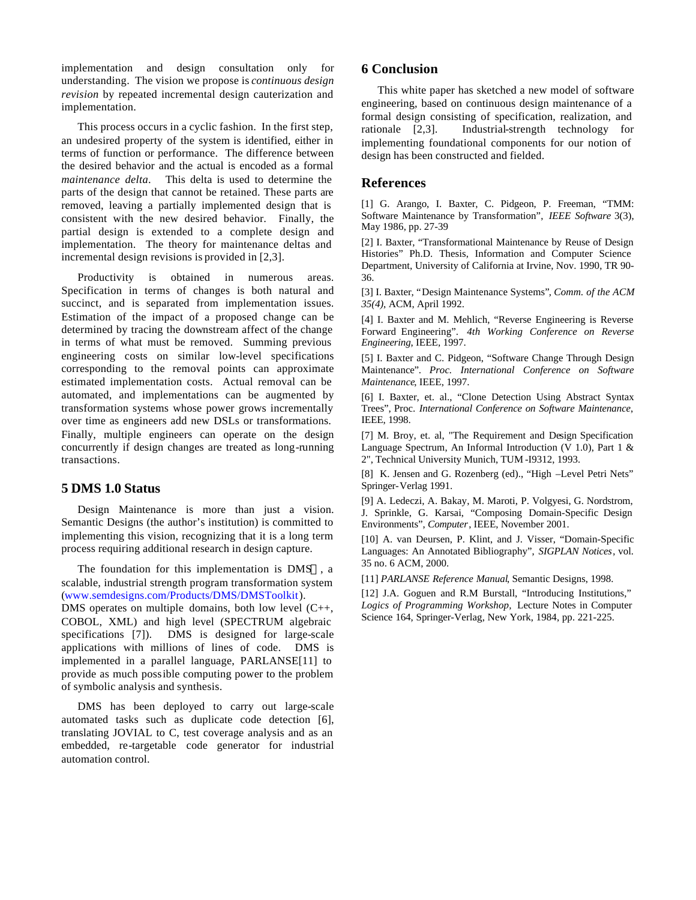implementation and design consultation only for understanding. The vision we propose is *continuous design revision* by repeated incremental design cauterization and implementation.

This process occurs in a cyclic fashion. In the first step, an undesired property of the system is identified, either in terms of function or performance. The difference between the desired behavior and the actual is encoded as a formal *maintenance delta*. This delta is used to determine the parts of the design that cannot be retained. These parts are removed, leaving a partially implemented design that is consistent with the new desired behavior. Finally, the partial design is extended to a complete design and implementation. The theory for maintenance deltas and incremental design revisions is provided in [2,3].

Productivity is obtained in numerous areas. Specification in terms of changes is both natural and succinct, and is separated from implementation issues. Estimation of the impact of a proposed change can be determined by tracing the downstream affect of the change in terms of what must be removed. Summing previous engineering costs on similar low-level specifications corresponding to the removal points can approximate estimated implementation costs. Actual removal can be automated, and implementations can be augmented by transformation systems whose power grows incrementally over time as engineers add new DSLs or transformations. Finally, multiple engineers can operate on the design concurrently if design changes are treated as long-running transactions.

## 5 DMS 1.0 Status

Design Maintenance is more than just a vision. Semantic Designs (the author's institution) is committed to implementing this vision, recognizing that it is a long term process requiring additional research in design capture.

The foundation for this implementation is DMS, a scalable, industrial strength program transformation system (www.semdesigns.com/Products/DMS/DMSToolkit). DMS operates on multiple domains, both low level (C++, COBOL, XML) and high level (SPECTRUM algebraic specifications [7]). DMS is designed for large-scale applications with millions of lines of code. DMS is implemented in a parallel language, PARLANSE[11] to provide as much possible computing power to the problem of symbolic analysis and synthesis.

DMS has been deployed to carry out large-scale automated tasks such as duplicate code detection [6], translating JOVIAL to C, test coverage analysis and as an embedded, re-targetable code generator for industrial automation control.

## 6 Conclusion

This white paper has sketched a new model of software engineering, based on continuous design maintenance of a formal design consisting of specification, realization, and rationale [2,3]. Industrial-strength technology for implementing foundational components for our notion of design has been constructed and fielded.

## References

[1] G. Arango, I. Baxter, C. Pidgeon, P. Freeman, "TMM: Software Maintenance by Transformation", *IEEE Software* 3(3), May 1986, pp. 27-39

[2] I. Baxter, "Transformational Maintenance by Reuse of Design Histories" Ph.D. Thesis, Information and Computer Science Department, University of California at Irvine, Nov. 1990, TR 90-36.

[3] I. Baxter, "Design Maintenance Systems", *Comm. of the ACM 35(4)*, ACM, April 1992.

[4] I. Baxter and M. Mehlich, "Reverse Engineering is Reverse Forward Engineering". *4th Working Conference on Reverse Engineering*, IEEE, 1997.

[5] I. Baxter and C. Pidgeon, "Software Change Through Design Maintenance". *Proc. International Conference on Software Maintenance*, IEEE, 1997.

[6] I. Baxter, et. al., "Clone Detection Using Abstract Syntax Trees", Proc. *International Conference on Software Maintenance*, IEEE, 1998.

[7] M. Broy, et. al, "The Requirement and Design Specification Language Spectrum, An Informal Introduction (V 1.0), Part 1 & 2", Technical University Munich, TUM-I9312, 1993.

[8] K. Jensen and G. Rozenberg (ed)., "High –Level Petri Nets" Springer-Verlag 1991.

[9] A. Ledeczi, A. Bakay, M. Maroti, P. Volgyesi, G. Nordstrom, J. Sprinkle, G. Karsai, "Composing Domain-Specific Design Environments", *Computer*, IEEE, November 2001.

[10] A. van Deursen, P. Klint, and J. Visser, "Domain-Specific Languages: An Annotated Bibliography", *SIGPLAN Notices*, vol. 35 no. 6 ACM, 2000.

[11] *PARLANSE Reference Manual*, Semantic Designs, 1998.

[12] J.A. Goguen and R.M Burstall, "Introducing Institutions," *Logics of Programming Workshop*, Lecture Notes in Computer Science 164, Springer-Verlag, New York, 1984, pp. 221-225.